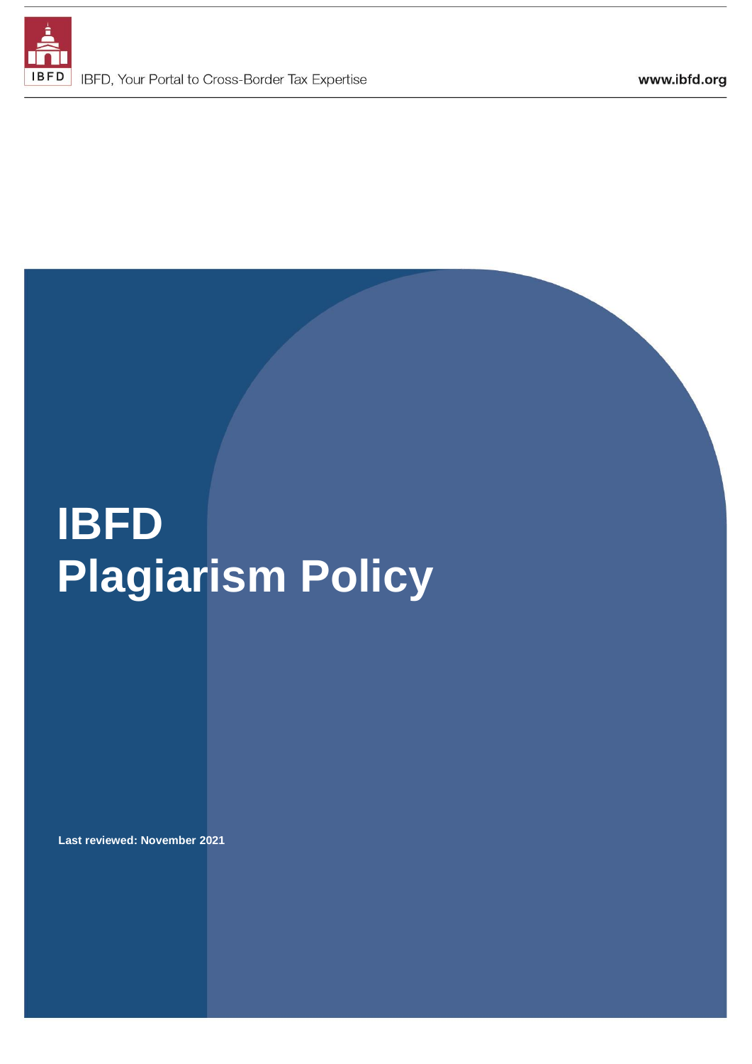IBFD, Your Portal to Cross-Border Tax Expertise

www.ibfd.org

# IBFD Plagiarism Policy

**Last reviewed: November 2021**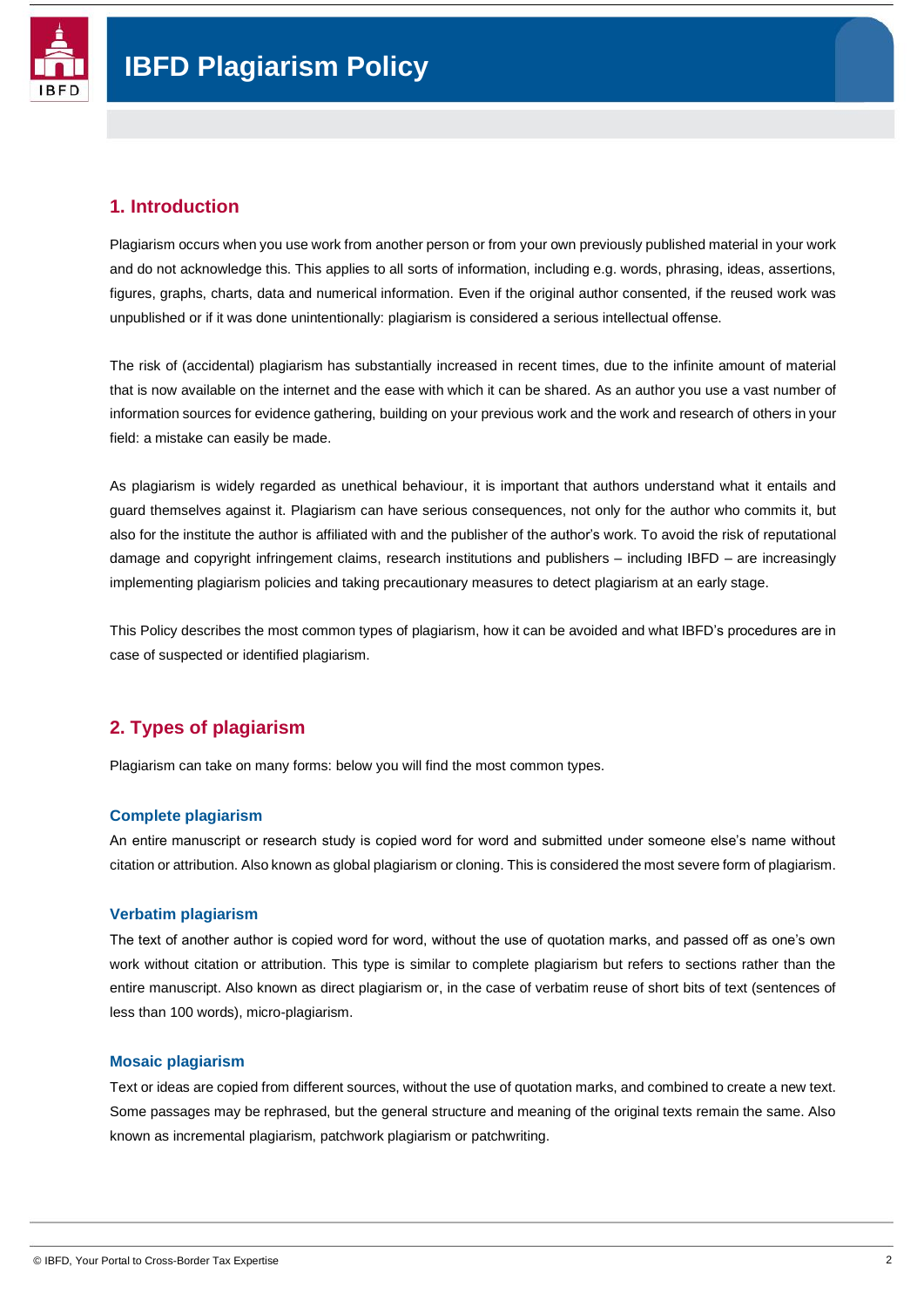# IBFD Plagiarism Policy

## 1. Introduction

Plagiarism occurs when you use work from another person or from your own previously published material in your work and do not acknowledge this. This applies to all sorts of information, including e.g. words, phrasing, ideas, assertions, figures, graphs, charts, data and numerical information. Even if the original author consented, if the reused work was unpublished or if it was done unintentionally: plagiarism is considered a serious intellectual offense.

The risk of (accidental) plagiarism has substantially increased in recent times, due to the infinite amount of material that is now available on the internet and the ease with which it can be shared. As an author you use a vast number of information sources for evidence gathering, building on your previous work and the work and research of others in your field: a mistake can easily be made.

As plagiarism is widely regarded as unethical behaviour, it is important that authors understand what it entails and guard themselves against it. Plagiarism can have serious consequences, not only for the author who commits it, but also for the institute the author is affiliated with and the publisher of the author's work. To avoid the risk of reputational damage and copyright infringement claims, research institutions and publishers – including IBFD – are increasingly implementing plagiarism policies and taking precautionary measures to detect plagiarism at an early stage.

This Policy describes the most common types of plagiarism, how it can be avoided and what IBFD's procedures are in case of suspected or identified plagiarism.

## 2. Types of plagiarism

Plagiarism can take on many forms: below you will find the most common types.

### Complete plagiarism

An entire manuscript or research study is copied word for word and submitted under someone else's name without citation or attribution. Also known as global plagiarism or cloning. This is considered the most severe form of plagiarism.

### Verbatim plagiarism

The text of another author is copied word for word, without the use of quotation marks, and passed off as one's own work without citation or attribution. This type is similar to complete plagiarism but refers to sections rather than the entire manuscript. Also known as direct plagiarism or, in the case of verbatim reuse of short bits of text (sentences of less than 100 words), micro-plagiarism.

### Mosaic plagiarism

Text or ideas are copied from different sources, without the use of quotation marks, and combined to create a new text. Some passages may be rephrased, but the general structure and meaning of the original texts remain the same. Also known as incremental plagiarism, patchwork plagiarism or patchwriting.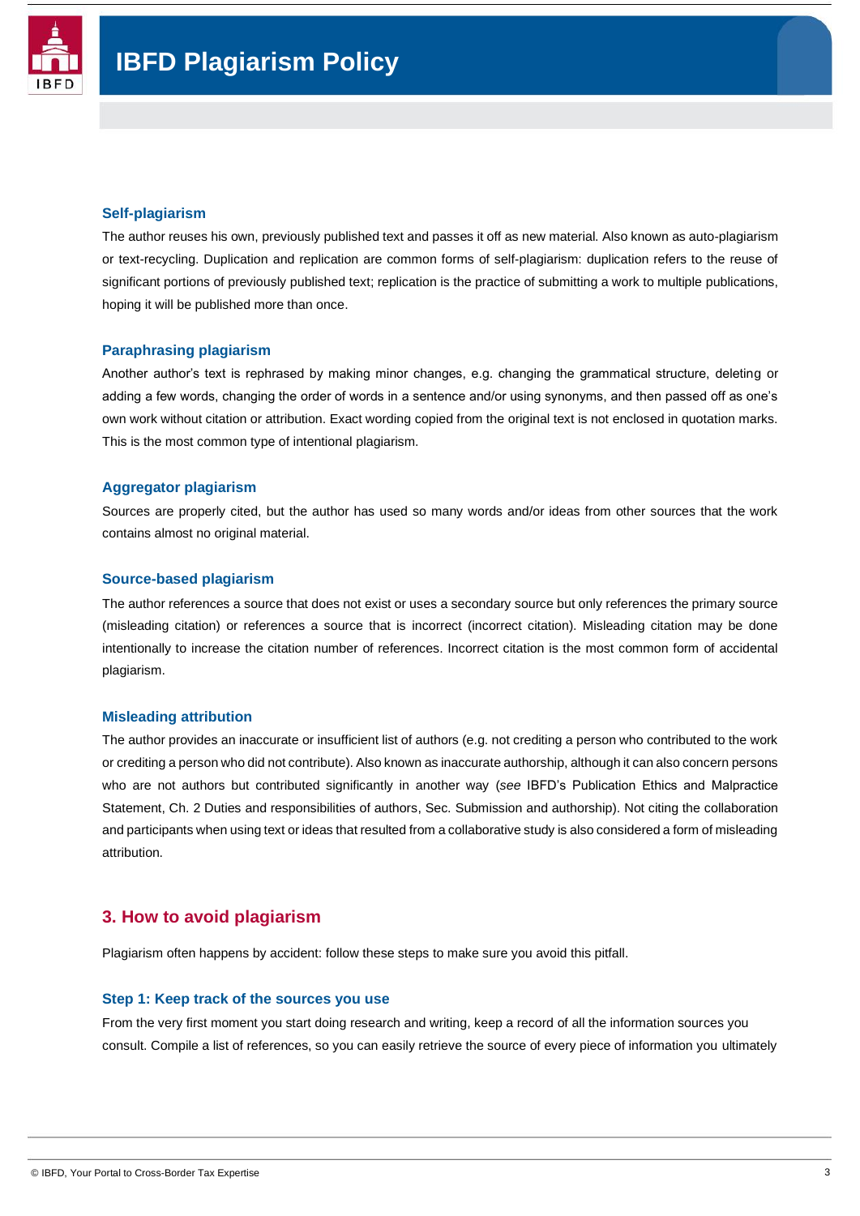### Self-plagiarism

The author reuses his own, previously published text and passes it off as new material. Also known as auto-plagiarism or text-recycling. Duplication and replication are common forms of self-plagiarism: duplication refers to the reuse of significant portions of previously published text; replication is the practice of submitting a work to multiple publications, hoping it will be published more than once.

### Paraphrasing plagiarism

Another author's text is rephrased by making minor changes, e.g. changing the grammatical structure, deleting or adding a few words, changing the order of words in a sentence and/or using synonyms, and then passed off as one's own work without citation or attribution. Exact wording copied from the original text is not enclosed in quotation marks. This is the most common type of intentional plagiarism.

### Aggregator plagiarism

Sources are properly cited, but the author has used so many words and/or ideas from other sources that the work contains almost no original material.

### Source-based plagiarism

The author references a source that does not exist or uses a secondary source but only references the primary source (misleading citation) or references a source that is incorrect (incorrect citation). Misleading citation may be done intentionally to increase the citation number of references. Incorrect citation is the most common form of accidental plagiarism.

### Misleading attribution

The author provides an inaccurate or insufficient list of authors (e.g. not crediting a person who contributed to the work or crediting a person who did not contribute). Also known as inaccurate authorship, although it can also concern persons who are not authors but contributed significantly in another way (*see* IBFD's Publication Ethics and Malpractice Statement, Ch. 2 Duties and responsibilities of authors, Sec. Submission and authorship). Not citing the collaboration and participants when using text or ideas that resulted from a collaborative study is also considered a form of misleading attribution.

## 3. How to avoid plagiarism

Plagiarism often happens by accident: follow these steps to make sure you avoid this pitfall.

### Step 1: Keep track of the sources you use

From the very first moment you start doing research and writing, keep a record of all the information sources you consult. Compile a list of references, so you can easily retrieve the source of every piece of information you ultimately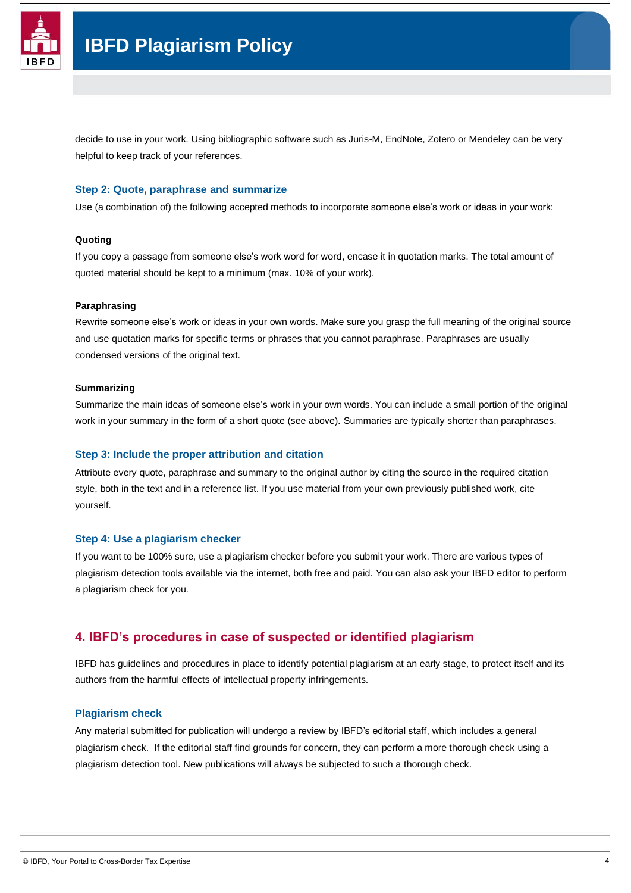decide to use in your work. Using bibliographic software such as Juris-M, EndNote, Zotero or Mendeley can be very helpful to keep track of your references.

### Step 2: Quote, paraphrase and summarize

Use (a combination of) the following accepted methods to incorporate someone else's work or ideas in your work:

**Quoting**

If you copy a passage from someone else's work word for word, encase it in quotation marks. The total amount of quoted material should be kept to a minimum (max. 10% of your work).

**Paraphrasing**

Rewrite someone else's work or ideas in your own words. Make sure you grasp the full meaning of the original source and use quotation marks for specific terms or phrases that you cannot paraphrase. Paraphrases are usually condensed versions of the original text.

**Summarizing**

Summarize the main ideas of someone else's work in your own words. You can include a small portion of the original work in your summary in the form of a short quote (see above). Summaries are typically shorter than paraphrases.

### Step 3: Include the proper attribution and citation

Attribute every quote, paraphrase and summary to the original author by citing the source in the required citation style, both in the text and in a reference list. If you use material from your own previously published work, cite yourself.

### Step 4: Use a plagiarism checker

If you want to be 100% sure, use a plagiarism checker before you submit your work. There are various types of plagiarism detection tools available via the internet, both free and paid. You can also ask your IBFD editor to perform a plagiarism check for you.

## 4. IBFD's procedures in case of suspected or identified plagiarism

IBFD has guidelines and procedures in place to identify potential plagiarism at an early stage, to protect itself and its authors from the harmful effects of intellectual property infringements.

### Plagiarism check

Any material submitted for publication will undergo a review by IBFD's editorial staff, which includes a general plagiarism check. If the editorial staff find grounds for concern, they can perform a more thorough check using a plagiarism detection tool. New publications will always be subjected to such a thorough check.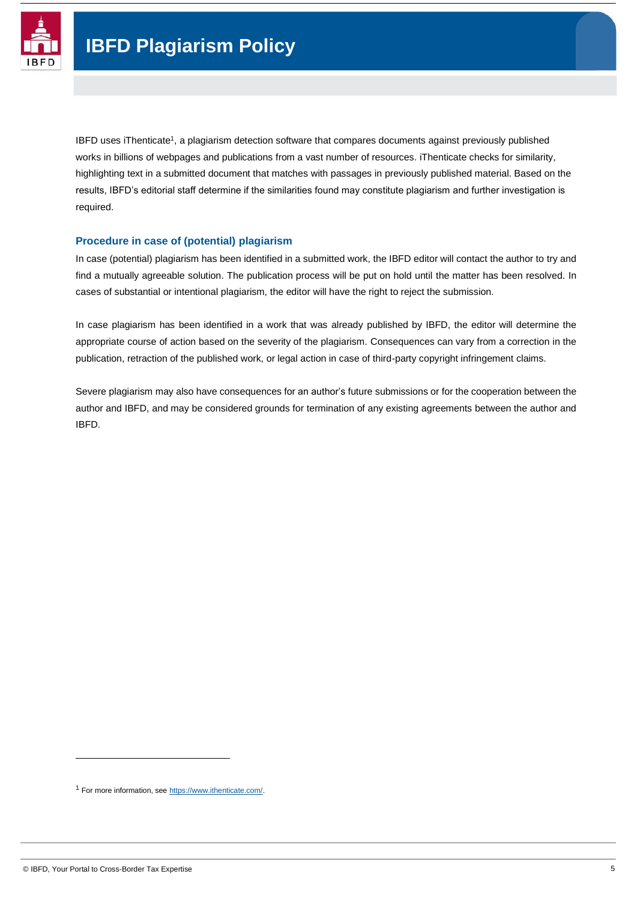# IBFD Plagiarism Policy

IBFD uses iThenticate[1], a plagiarism detection software that compares documents against previously published works in billions of webpages and publications from a vast number of resources. iThenticate checks for similarity, highlighting text in a submitted document that matches with passages in previously published material. Based on the results, IBFD's editorial staff determine if the similarities found may constitute plagiarism and further investigation is required.

## Procedure in case of (potential) plagiarism

In case (potential) plagiarism has been identified in a submitted work, the IBFD editor will contact the author to try and find a mutually agreeable solution. The publication process will be put on hold until the matter has been resolved. In cases of substantial or intentional plagiarism, the editor will have the right to reject the submission.

In case plagiarism has been identified in a work that was already published by IBFD, the editor will determine the appropriate course of action based on the severity of the plagiarism. Consequences can vary from a correction in the publication, retraction of the published work, or legal action in case of third-party copyright infringement claims.

Severe plagiarism may also have consequences for an author's future submissions or for the cooperation between the author and IBFD, and may be considered grounds for termination of any existing agreements between the author and IBFD.

---

[1] For more information, see https://www.ithenticate.com/.